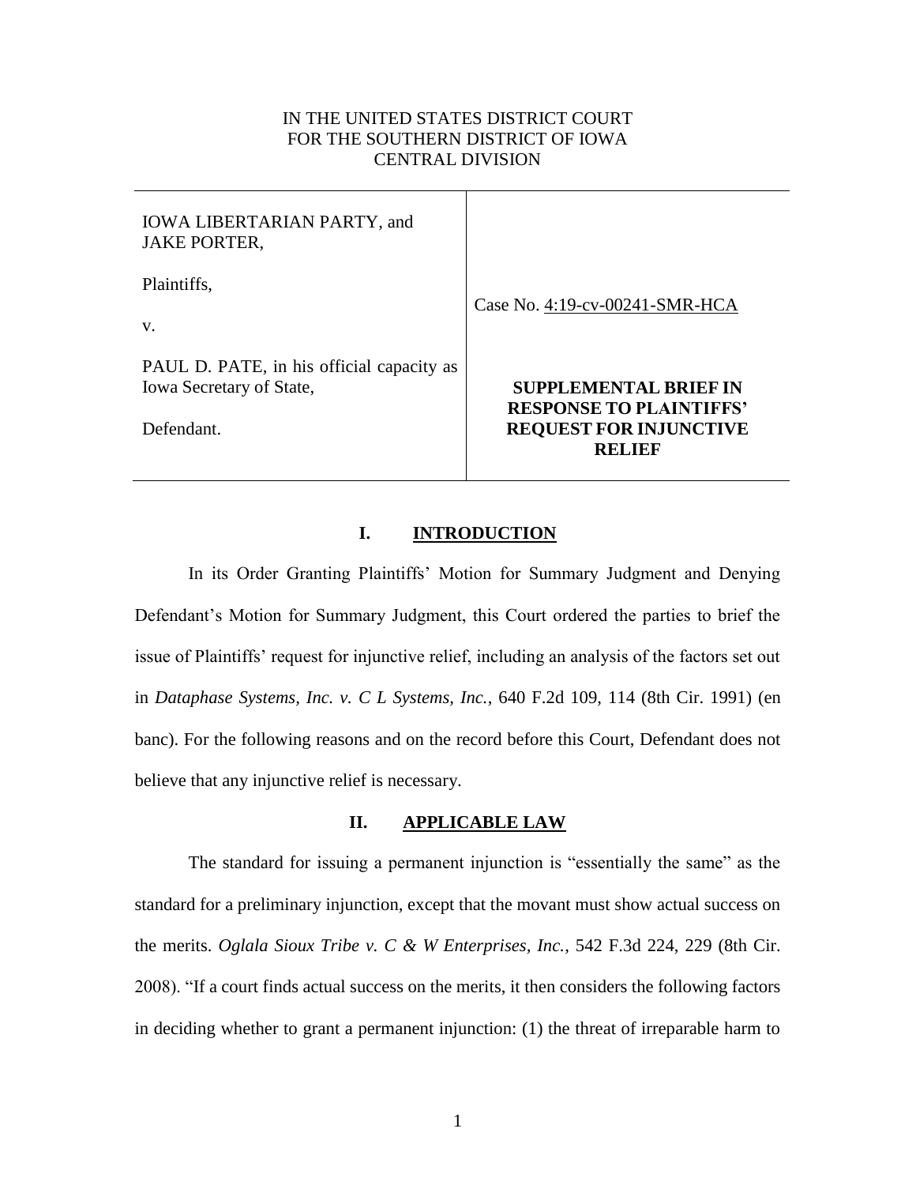IN THE UNITED STATES DISTRICT COURT
FOR THE SOUTHERN DISTRICT OF IOWA
CENTRAL DIVISION

| | |
|---|---|
| IOWA LIBERTARIAN PARTY, and JAKE PORTER,<br><br>Plaintiffs,<br><br>v.<br><br>PAUL D. PATE, in his official capacity as Iowa Secretary of State,<br><br>Defendant. | Case No. 4:19-cv-00241-SMR-HCA<br><br>**SUPPLEMENTAL BRIEF IN RESPONSE TO PLAINTIFFS' REQUEST FOR INJUNCTIVE RELIEF** |

## I. INTRODUCTION

In its Order Granting Plaintiffs' Motion for Summary Judgment and Denying Defendant's Motion for Summary Judgment, this Court ordered the parties to brief the issue of Plaintiffs' request for injunctive relief, including an analysis of the factors set out in *Dataphase Systems, Inc. v. C L Systems, Inc.*, 640 F.2d 109, 114 (8th Cir. 1991) (en banc). For the following reasons and on the record before this Court, Defendant does not believe that any injunctive relief is necessary.

## II. APPLICABLE LAW

The standard for issuing a permanent injunction is "essentially the same" as the standard for a preliminary injunction, except that the movant must show actual success on the merits. *Oglala Sioux Tribe v. C & W Enterprises, Inc.*, 542 F.3d 224, 229 (8th Cir. 2008). "If a court finds actual success on the merits, it then considers the following factors in deciding whether to grant a permanent injunction: (1) the threat of irreparable harm to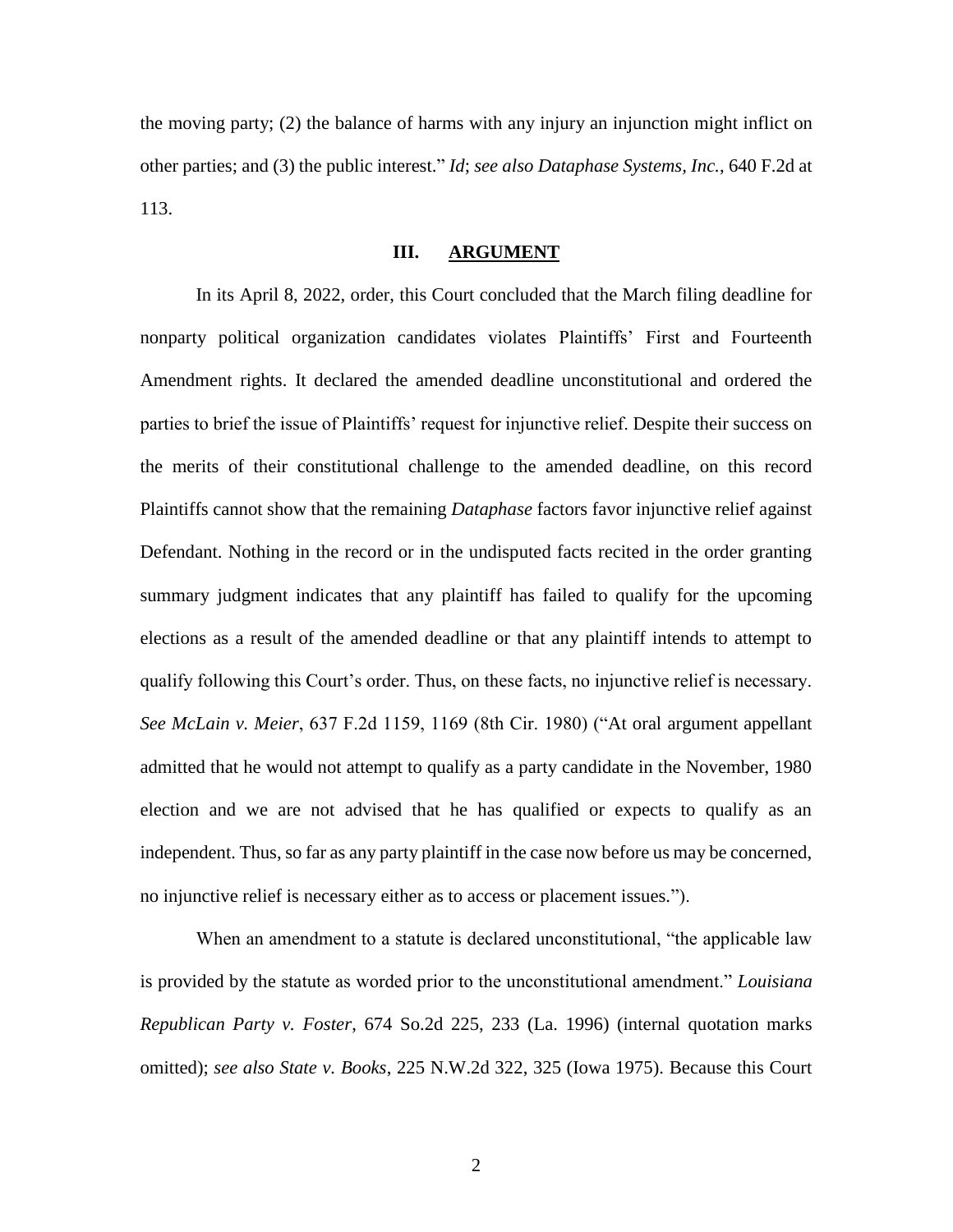the moving party; (2) the balance of harms with any injury an injunction might inflict on other parties; and (3) the public interest." *Id*; *see also Dataphase Systems, Inc.*, 640 F.2d at 113.

## III. ARGUMENT

In its April 8, 2022, order, this Court concluded that the March filing deadline for nonparty political organization candidates violates Plaintiffs' First and Fourteenth Amendment rights. It declared the amended deadline unconstitutional and ordered the parties to brief the issue of Plaintiffs' request for injunctive relief. Despite their success on the merits of their constitutional challenge to the amended deadline, on this record Plaintiffs cannot show that the remaining *Dataphase* factors favor injunctive relief against Defendant. Nothing in the record or in the undisputed facts recited in the order granting summary judgment indicates that any plaintiff has failed to qualify for the upcoming elections as a result of the amended deadline or that any plaintiff intends to attempt to qualify following this Court's order. Thus, on these facts, no injunctive relief is necessary. *See McLain v. Meier*, 637 F.2d 1159, 1169 (8th Cir. 1980) ("At oral argument appellant admitted that he would not attempt to qualify as a party candidate in the November, 1980 election and we are not advised that he has qualified or expects to qualify as an independent. Thus, so far as any party plaintiff in the case now before us may be concerned, no injunctive relief is necessary either as to access or placement issues.").

When an amendment to a statute is declared unconstitutional, "the applicable law is provided by the statute as worded prior to the unconstitutional amendment." *Louisiana Republican Party v. Foster*, 674 So.2d 225, 233 (La. 1996) (internal quotation marks omitted); *see also State v. Books*, 225 N.W.2d 322, 325 (Iowa 1975). Because this Court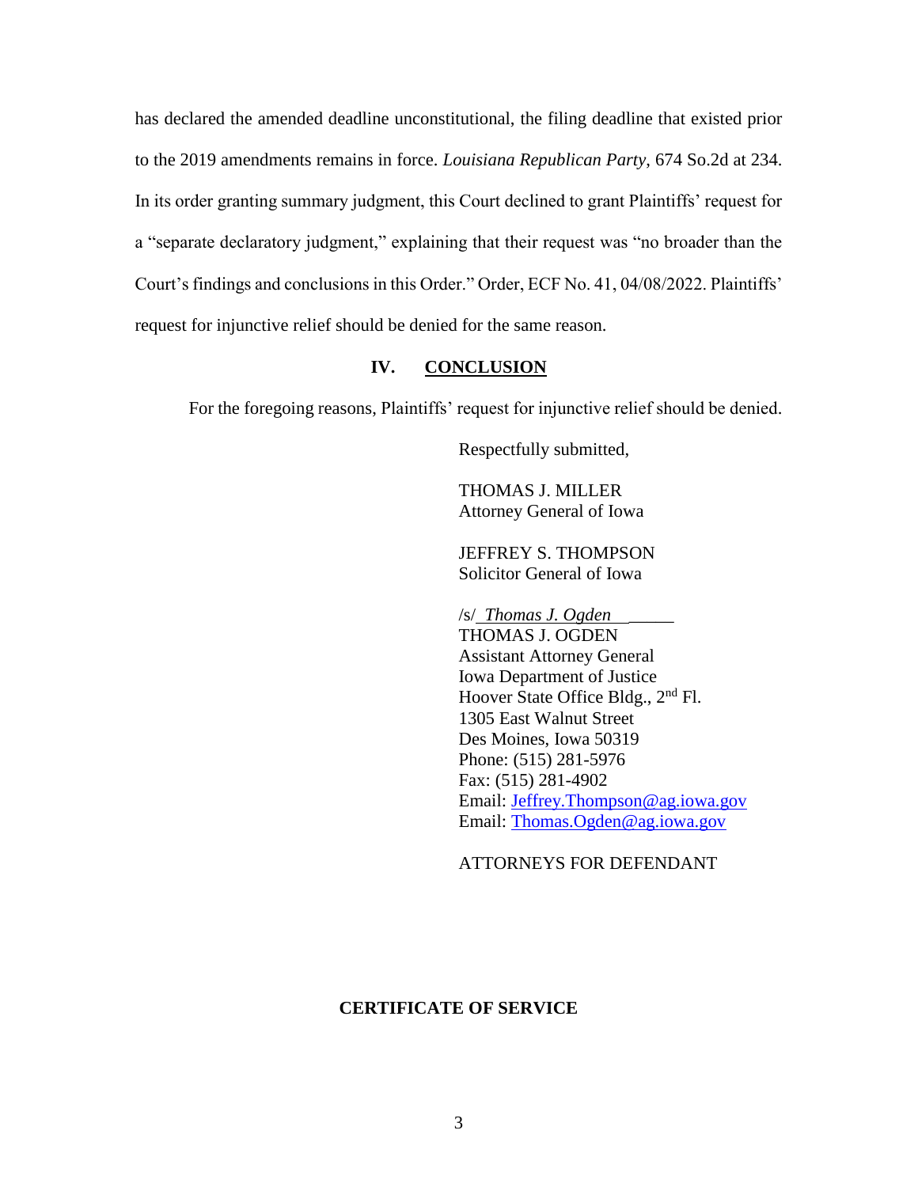has declared the amended deadline unconstitutional, the filing deadline that existed prior to the 2019 amendments remains in force. *Louisiana Republican Party*, 674 So.2d at 234. In its order granting summary judgment, this Court declined to grant Plaintiffs' request for a "separate declaratory judgment," explaining that their request was "no broader than the Court's findings and conclusions in this Order." Order, ECF No. 41, 04/08/2022. Plaintiffs' request for injunctive relief should be denied for the same reason.

## IV. CONCLUSION

For the foregoing reasons, Plaintiffs' request for injunctive relief should be denied.

Respectfully submitted,

THOMAS J. MILLER
Attorney General of Iowa

JEFFREY S. THOMPSON
Solicitor General of Iowa

/s/ *Thomas J. Ogden*
THOMAS J. OGDEN
Assistant Attorney General
Iowa Department of Justice
Hoover State Office Bldg., 2nd Fl.
1305 East Walnut Street
Des Moines, Iowa 50319
Phone: (515) 281-5976
Fax: (515) 281-4902
Email: Jeffrey.Thompson@ag.iowa.gov
Email: Thomas.Ogden@ag.iowa.gov

ATTORNEYS FOR DEFENDANT

**CERTIFICATE OF SERVICE**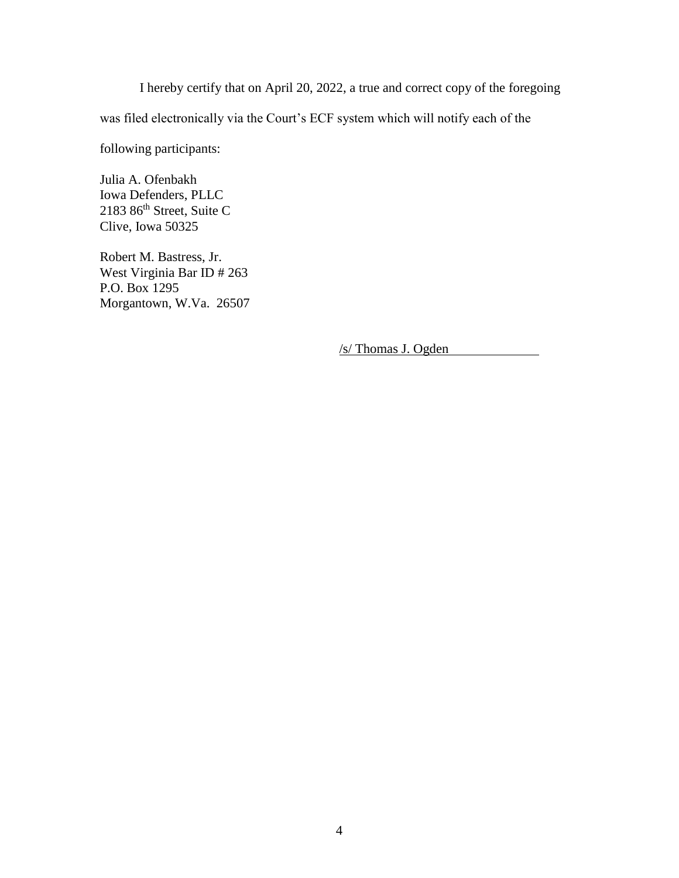I hereby certify that on April 20, 2022, a true and correct copy of the foregoing was filed electronically via the Court's ECF system which will notify each of the following participants:

Julia A. Ofenbakh
Iowa Defenders, PLLC
2183 86th Street, Suite C
Clive, Iowa 50325

Robert M. Bastress, Jr.
West Virginia Bar ID # 263
P.O. Box 1295
Morgantown, W.Va. 26507

/s/ Thomas J. Ogden